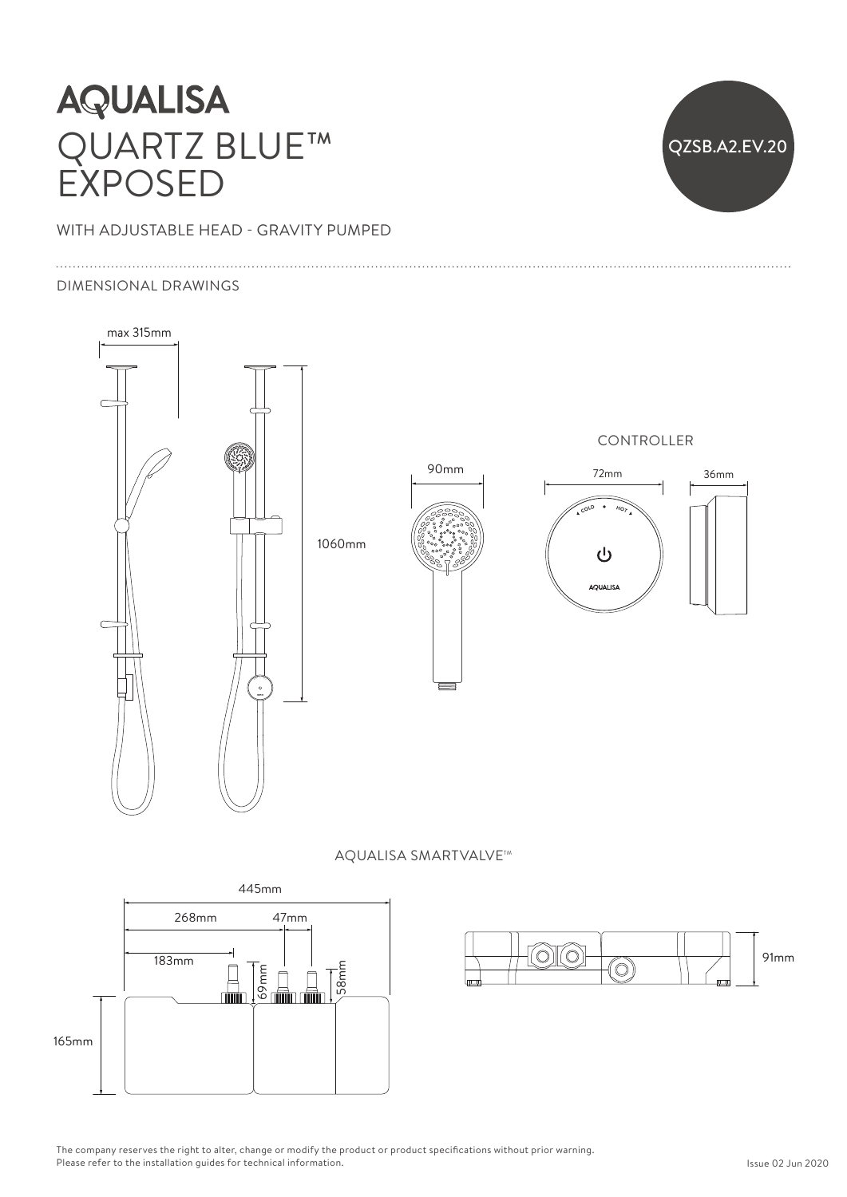# AQUALISA

# QUARTZ BLUE™ EXPOSED

QZSB.A2.EV.20

WITH ADJUSTABLE HEAD - GRAVITY PUMPED

## DIMENSIONAL DRAWINGS

max 315mm

1060mm

90mm

CONTROLLER

72mm

36mm

COLD HOT

AQUALISA

AQUALISA SMARTVALVE™

445mm

268mm

47mm

183mm

69mm

58mm

165mm

91mm

The company reserves the right to alter, change or modify the product or product specifications without prior warning.
Please refer to the installation guides for technical information.

Issue 02 Jun 2020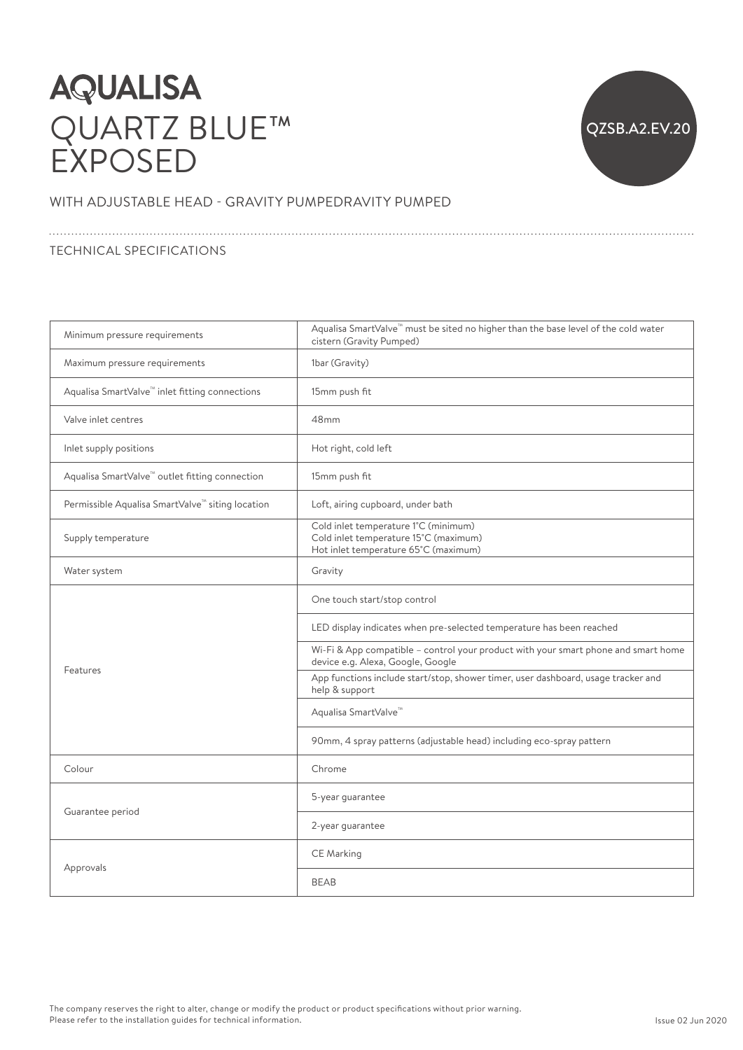# AQUALISA
# QUARTZ BLUE™ EXPOSED

QZSB.A2.EV.20

WITH ADJUSTABLE HEAD - GRAVITY PUMPEDRAVITY PUMPED

TECHNICAL SPECIFICATIONS

| | |
|---|---|
| Minimum pressure requirements | Aqualisa SmartValve™ must be sited no higher than the base level of the cold water cistern (Gravity Pumped) |
| Maximum pressure requirements | 1bar (Gravity) |
| Aqualisa SmartValve™ inlet fitting connections | 15mm push fit |
| Valve inlet centres | 48mm |
| Inlet supply positions | Hot right, cold left |
| Aqualisa SmartValve™ outlet fitting connection | 15mm push fit |
| Permissible Aqualisa SmartValve™ siting location | Loft, airing cupboard, under bath |
| Supply temperature | Cold inlet temperature 1°C (minimum)<br>Cold inlet temperature 15°C (maximum)<br>Hot inlet temperature 65°C (maximum) |
| Water system | Gravity |
| Features | One touch start/stop control |
| | LED display indicates when pre-selected temperature has been reached |
| | Wi-Fi & App compatible – control your product with your smart phone and smart home device e.g. Alexa, Google, Google |
| | App functions include start/stop, shower timer, user dashboard, usage tracker and help & support |
| | Aqualisa SmartValve™ |
| | 90mm, 4 spray patterns (adjustable head) including eco-spray pattern |
| Colour | Chrome |
| Guarantee period | 5-year guarantee |
| | 2-year guarantee |
| Approvals | CE Marking |
| | BEAB |

The company reserves the right to alter, change or modify the product or product specifications without prior warning.
Please refer to the installation guides for technical information.

Issue 02 Jun 2020